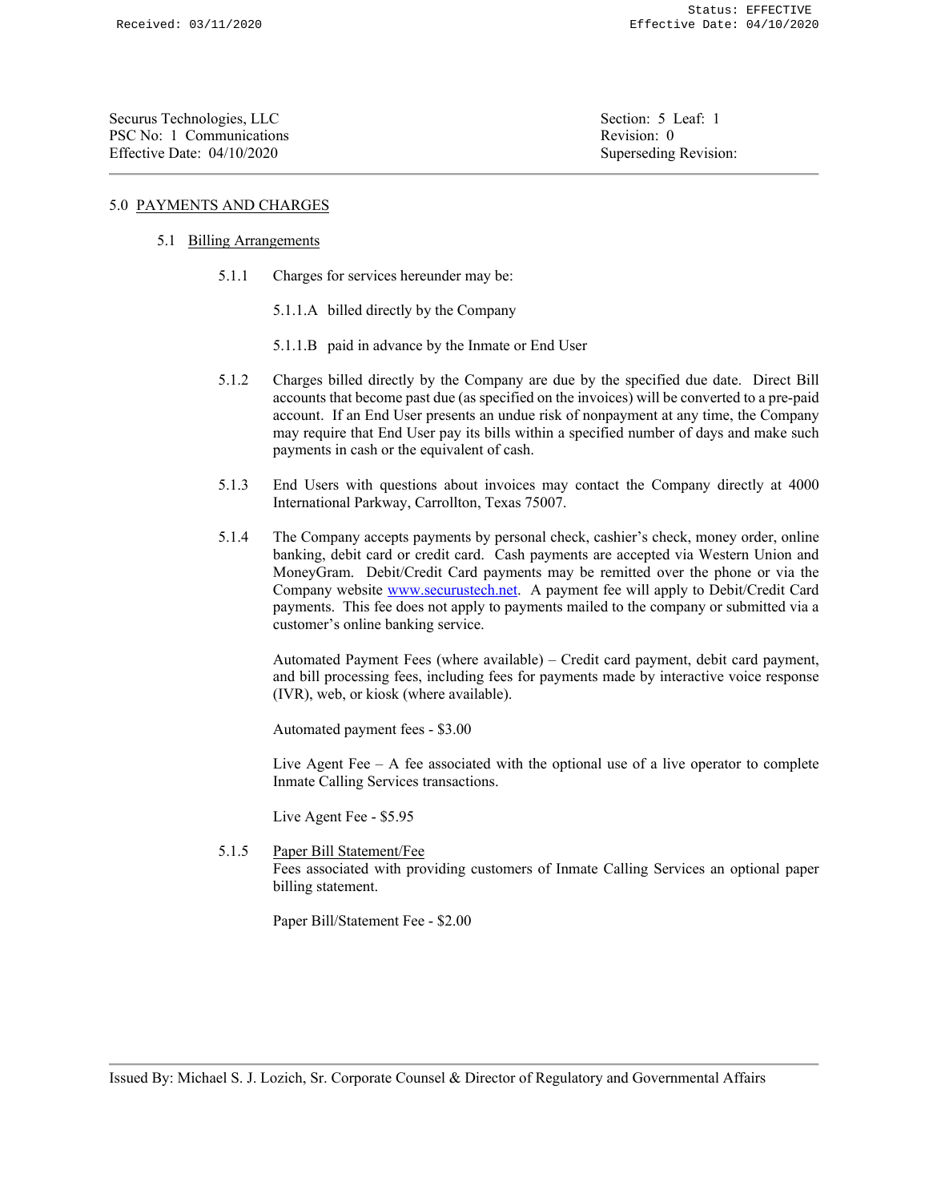Securus Technologies, LLC
PSC No: 1 Communications
Effective Date: 04/10/2020

Section: 5 Leaf: 1
Revision: 0
Superseding Revision:

# 5.0 PAYMENTS AND CHARGES

## 5.1 Billing Arrangements

5.1.1 Charges for services hereunder may be:

5.1.1.A billed directly by the Company

5.1.1.B paid in advance by the Inmate or End User

5.1.2 Charges billed directly by the Company are due by the specified due date. Direct Bill accounts that become past due (as specified on the invoices) will be converted to a pre-paid account. If an End User presents an undue risk of nonpayment at any time, the Company may require that End User pay its bills within a specified number of days and make such payments in cash or the equivalent of cash.

5.1.3 End Users with questions about invoices may contact the Company directly at 4000 International Parkway, Carrollton, Texas 75007.

5.1.4 The Company accepts payments by personal check, cashier's check, money order, online banking, debit card or credit card. Cash payments are accepted via Western Union and MoneyGram. Debit/Credit Card payments may be remitted over the phone or via the Company website www.securustech.net. A payment fee will apply to Debit/Credit Card payments. This fee does not apply to payments mailed to the company or submitted via a customer's online banking service.

Automated Payment Fees (where available) – Credit card payment, debit card payment, and bill processing fees, including fees for payments made by interactive voice response (IVR), web, or kiosk (where available).

Automated payment fees - $3.00

Live Agent Fee – A fee associated with the optional use of a live operator to complete Inmate Calling Services transactions.

Live Agent Fee - $5.95

5.1.5 Paper Bill Statement/Fee
Fees associated with providing customers of Inmate Calling Services an optional paper billing statement.

Paper Bill/Statement Fee - $2.00

Issued By: Michael S. J. Lozich, Sr. Corporate Counsel & Director of Regulatory and Governmental Affairs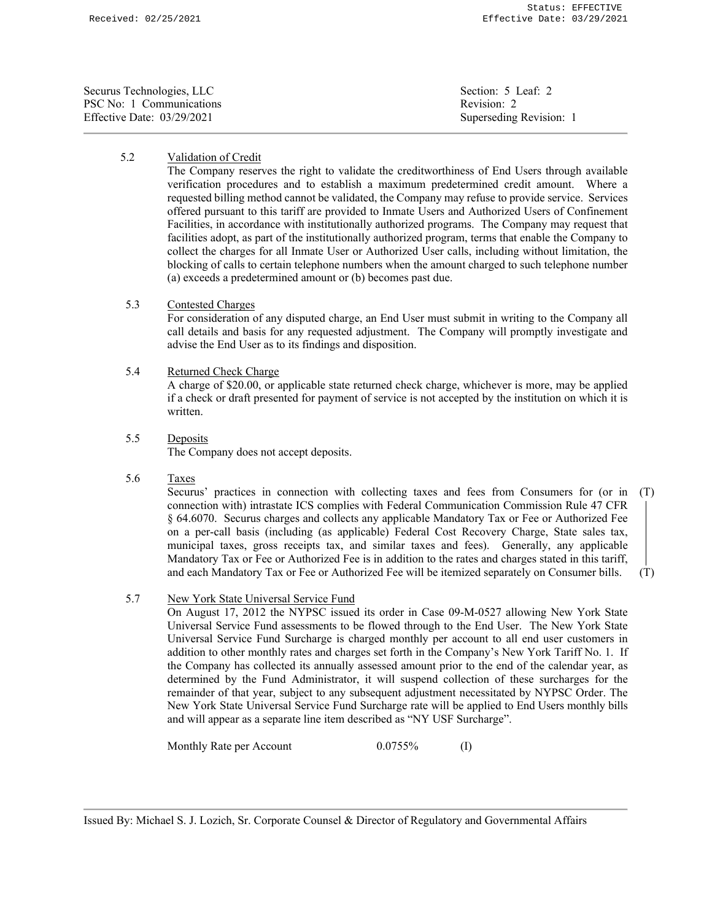Securus Technologies, LLC
PSC No: 1 Communications
Effective Date: 03/29/2021

Section: 5 Leaf: 2
Revision: 2
Superseding Revision: 1

5.2 Validation of Credit

The Company reserves the right to validate the creditworthiness of End Users through available verification procedures and to establish a maximum predetermined credit amount. Where a requested billing method cannot be validated, the Company may refuse to provide service. Services offered pursuant to this tariff are provided to Inmate Users and Authorized Users of Confinement Facilities, in accordance with institutionally authorized programs. The Company may request that facilities adopt, as part of the institutionally authorized program, terms that enable the Company to collect the charges for all Inmate User or Authorized User calls, including without limitation, the blocking of calls to certain telephone numbers when the amount charged to such telephone number (a) exceeds a predetermined amount or (b) becomes past due.

5.3 Contested Charges

For consideration of any disputed charge, an End User must submit in writing to the Company all call details and basis for any requested adjustment. The Company will promptly investigate and advise the End User as to its findings and disposition.

5.4 Returned Check Charge

A charge of $20.00, or applicable state returned check charge, whichever is more, may be applied if a check or draft presented for payment of service is not accepted by the institution on which it is written.

5.5 Deposits

The Company does not accept deposits.

5.6 Taxes

Securus' practices in connection with collecting taxes and fees from Consumers for (or in connection with) intrastate ICS complies with Federal Communication Commission Rule 47 CFR § 64.6070. Securus charges and collects any applicable Mandatory Tax or Fee or Authorized Fee on a per-call basis (including (as applicable) Federal Cost Recovery Charge, State sales tax, municipal taxes, gross receipts tax, and similar taxes and fees). Generally, any applicable Mandatory Tax or Fee or Authorized Fee is in addition to the rates and charges stated in this tariff, and each Mandatory Tax or Fee or Authorized Fee will be itemized separately on Consumer bills. (T)

5.7 New York State Universal Service Fund

On August 17, 2012 the NYPSC issued its order in Case 09-M-0527 allowing New York State Universal Service Fund assessments to be flowed through to the End User. The New York State Universal Service Fund Surcharge is charged monthly per account to all end user customers in addition to other monthly rates and charges set forth in the Company's New York Tariff No. 1. If the Company has collected its annually assessed amount prior to the end of the calendar year, as determined by the Fund Administrator, it will suspend collection of these surcharges for the remainder of that year, subject to any subsequent adjustment necessitated by NYPSC Order. The New York State Universal Service Fund Surcharge rate will be applied to End Users monthly bills and will appear as a separate line item described as "NY USF Surcharge".

Monthly Rate per Account 0.0755% (I)

Issued By: Michael S. J. Lozich, Sr. Corporate Counsel & Director of Regulatory and Governmental Affairs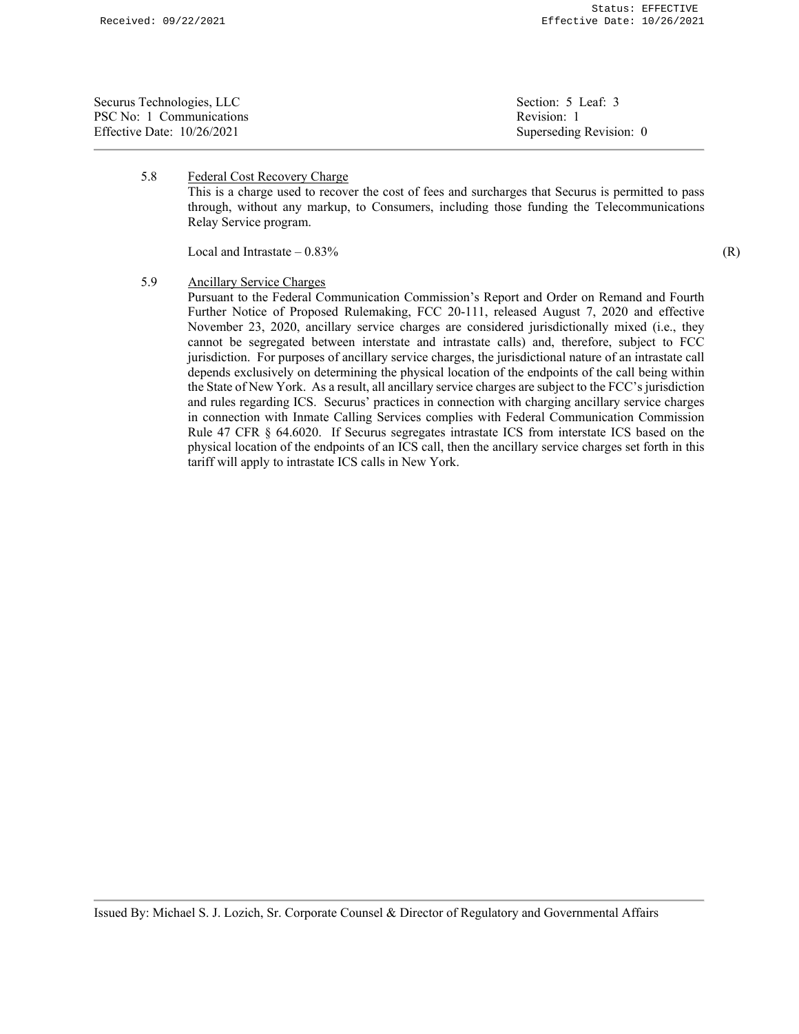Securus Technologies, LLC
PSC No: 1 Communications
Effective Date: 10/26/2021

Section: 5 Leaf: 3
Revision: 1
Superseding Revision: 0

5.8 Federal Cost Recovery Charge

This is a charge used to recover the cost of fees and surcharges that Securus is permitted to pass through, without any markup, to Consumers, including those funding the Telecommunications Relay Service program.

Local and Intrastate – 0.83% (R)

5.9 Ancillary Service Charges

Pursuant to the Federal Communication Commission's Report and Order on Remand and Fourth Further Notice of Proposed Rulemaking, FCC 20-111, released August 7, 2020 and effective November 23, 2020, ancillary service charges are considered jurisdictionally mixed (i.e., they cannot be segregated between interstate and intrastate calls) and, therefore, subject to FCC jurisdiction. For purposes of ancillary service charges, the jurisdictional nature of an intrastate call depends exclusively on determining the physical location of the endpoints of the call being within the State of New York. As a result, all ancillary service charges are subject to the FCC's jurisdiction and rules regarding ICS. Securus' practices in connection with charging ancillary service charges in connection with Inmate Calling Services complies with Federal Communication Commission Rule 47 CFR § 64.6020. If Securus segregates intrastate ICS from interstate ICS based on the physical location of the endpoints of an ICS call, then the ancillary service charges set forth in this tariff will apply to intrastate ICS calls in New York.

Issued By: Michael S. J. Lozich, Sr. Corporate Counsel & Director of Regulatory and Governmental Affairs